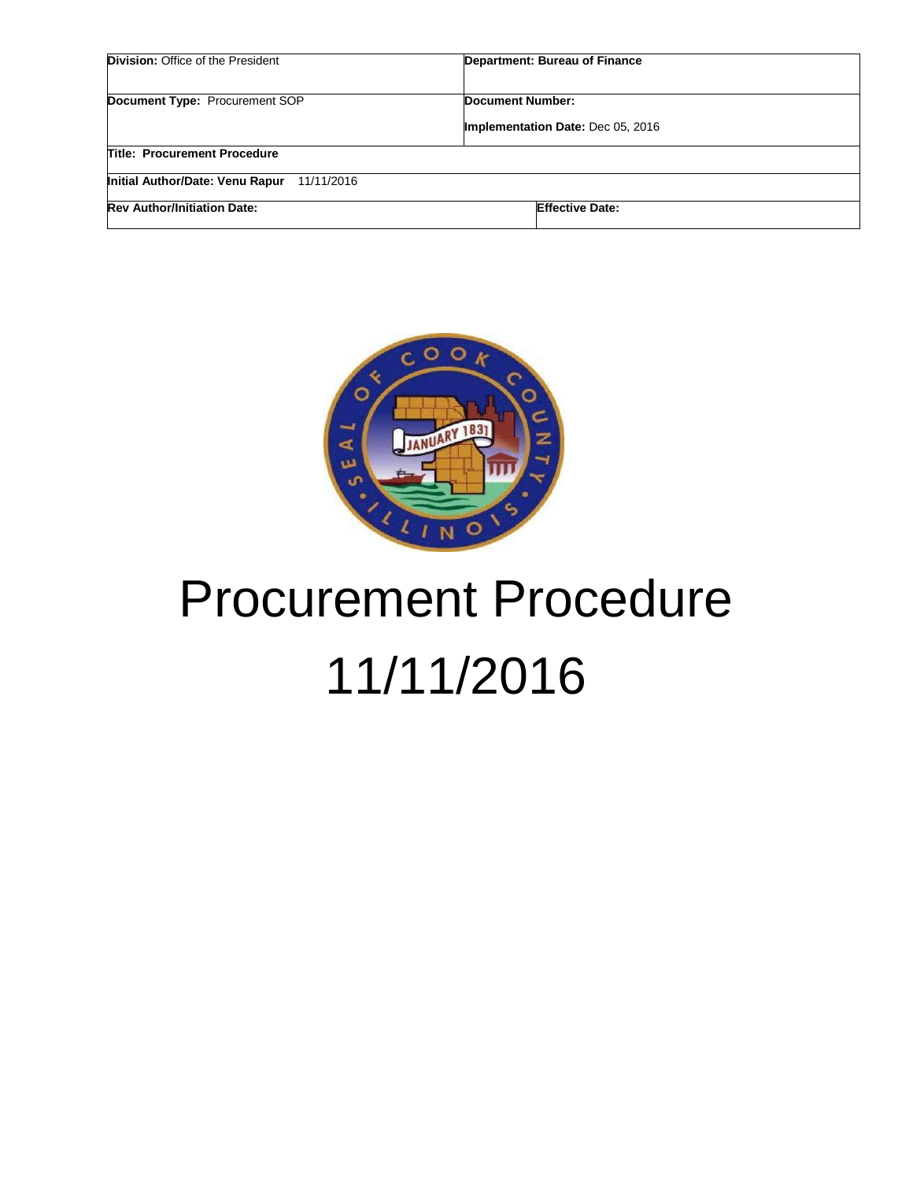| **Division:** Office of the President | **Department: Bureau of Finance** |
| --- | --- |
| **Document Type:** Procurement SOP | **Document Number:**<br><br>**Implementation Date:** Dec 05, 2016 |
| **Title: Procurement Procedure** | |
| **Initial Author/Date: Venu Rapur** 11/11/2016 | |
| **Rev Author/Initiation Date:** | **Effective Date:** |

# Procurement Procedure

# 11/11/2016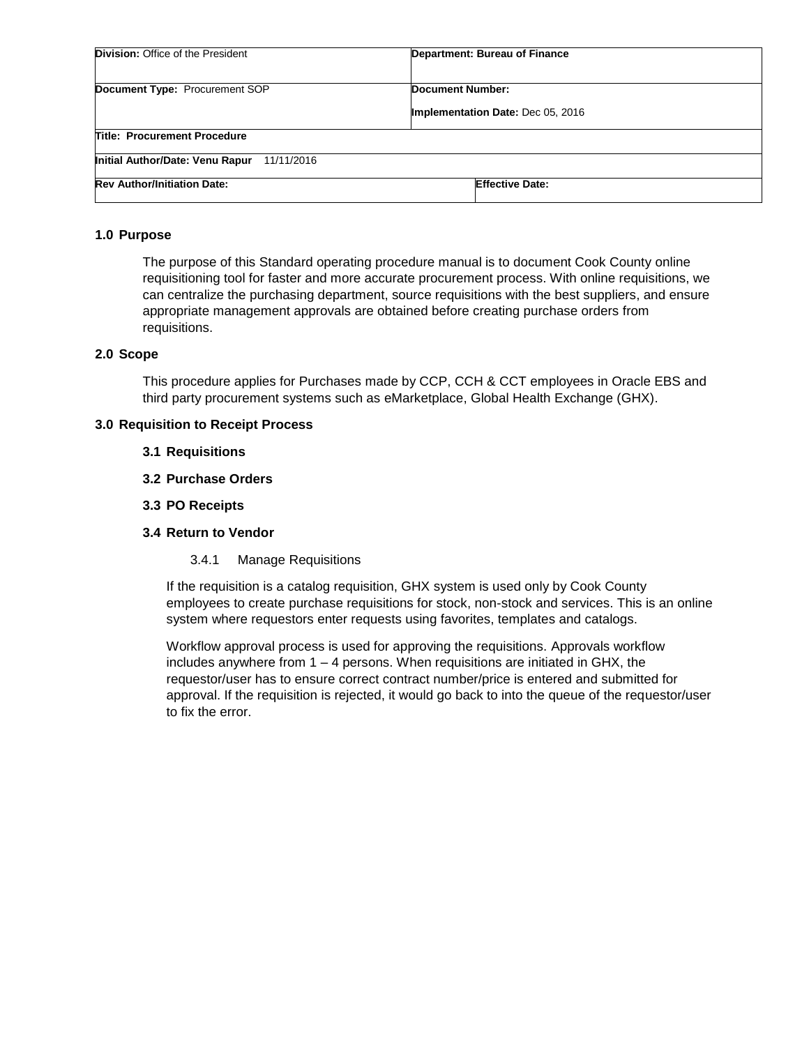| **Division:** Office of the President | **Department: Bureau of Finance** | |
|---|---|---|
| **Document Type:** Procurement SOP | **Document Number:**<br>**Implementation Date:** Dec 05, 2016 | |
| **Title: Procurement Procedure** | | |
| **Initial Author/Date: Venu Rapur** 11/11/2016 | | |
| **Rev Author/Initiation Date:** | | **Effective Date:** |

## 1.0 Purpose

The purpose of this Standard operating procedure manual is to document Cook County online requisitioning tool for faster and more accurate procurement process. With online requisitions, we can centralize the purchasing department, source requisitions with the best suppliers, and ensure appropriate management approvals are obtained before creating purchase orders from requisitions.

## 2.0 Scope

This procedure applies for Purchases made by CCP, CCH & CCT employees in Oracle EBS and third party procurement systems such as eMarketplace, Global Health Exchange (GHX).

## 3.0 Requisition to Receipt Process

### 3.1 Requisitions

### 3.2 Purchase Orders

### 3.3 PO Receipts

### 3.4 Return to Vendor

3.4.1 Manage Requisitions

If the requisition is a catalog requisition, GHX system is used only by Cook County employees to create purchase requisitions for stock, non-stock and services. This is an online system where requestors enter requests using favorites, templates and catalogs.

Workflow approval process is used for approving the requisitions. Approvals workflow includes anywhere from 1 – 4 persons. When requisitions are initiated in GHX, the requestor/user has to ensure correct contract number/price is entered and submitted for approval. If the requisition is rejected, it would go back to into the queue of the requestor/user to fix the error.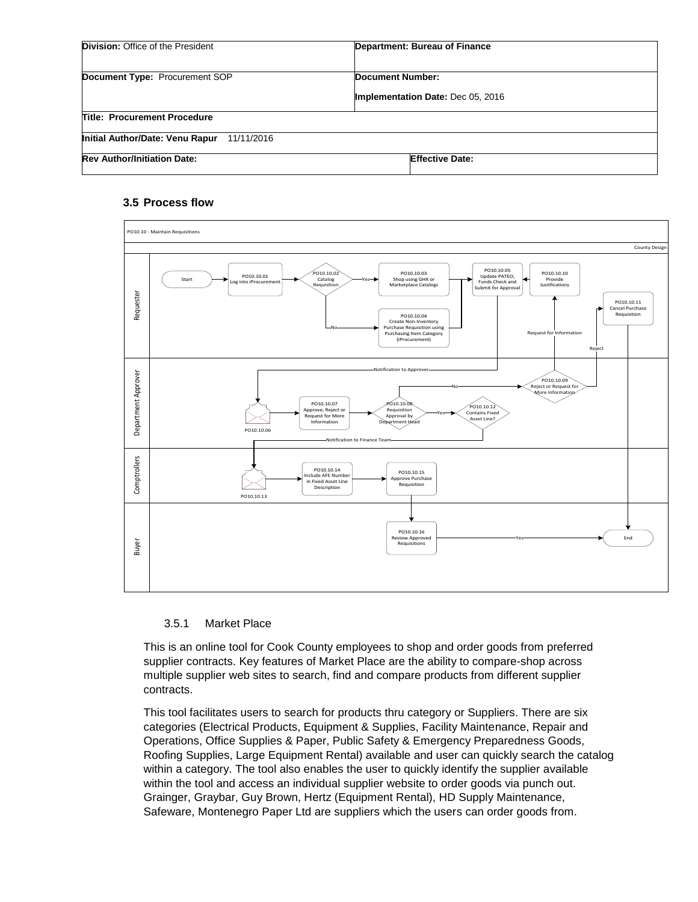| **Division:** Office of the President | **Department: Bureau of Finance** |
| --- | --- |
| **Document Type:** Procurement SOP | **Document Number:**<br>**Implementation Date:** Dec 05, 2016 |
| **Title: Procurement Procedure** | |
| **Initial Author/Date: Venu Rapur** 11/11/2016 | |
| **Rev Author/Initiation Date:** | **Effective Date:** |

### 3.5 Process flow

PO10.10 - Maintain Requisitions

County Design

**Requester**
- Start
- PO10.10.01 Log into iProcurement
- PO10.10.02 Catalog Requisition
  - Yes → PO10.10.03 Shop using GHX or Marketplace Catalogs
  - No → PO10.10.04 Create Non-Inventory Purchase Requisition using Purchasing Item Category (iProcurement)
- PO10.10.05 Update PATEO, Funds Check and Submit for Approval
- PO10.10.10 Provide Justifications
- PO10.10.11 Cancel Purchase Requisition

**Department Approver**
- Notification to Approver
- PO10.10.06
- PO10.10.07 Approve, Reject or Request for More Information
- PO10.10.08 Requisition Approval by Department Head
  - No → PO10.10.09 Reject or Request for More Information
    - Request for Information → PO10.10.10
    - Reject → PO10.10.11
  - Yes → PO10.10.12 Contains Fixed Asset Line?
- Notification to Finance Team

**Comptrollers**
- PO10.10.13
- PO10.10.14 Include AFE Number in Fixed Asset Line Description
- PO10.10.15 Approve Purchase Requisition

**Buyer**
- PO10.10.16 Review Approved Requisitions
- Yes → End

#### 3.5.1 Market Place

This is an online tool for Cook County employees to shop and order goods from preferred supplier contracts. Key features of Market Place are the ability to compare-shop across multiple supplier web sites to search, find and compare products from different supplier contracts.

This tool facilitates users to search for products thru category or Suppliers. There are six categories (Electrical Products, Equipment & Supplies, Facility Maintenance, Repair and Operations, Office Supplies & Paper, Public Safety & Emergency Preparedness Goods, Roofing Supplies, Large Equipment Rental) available and user can quickly search the catalog within a category. The tool also enables the user to quickly identify the supplier available within the tool and access an individual supplier website to order goods via punch out. Grainger, Graybar, Guy Brown, Hertz (Equipment Rental), HD Supply Maintenance, Safeware, Montenegro Paper Ltd are suppliers which the users can order goods from.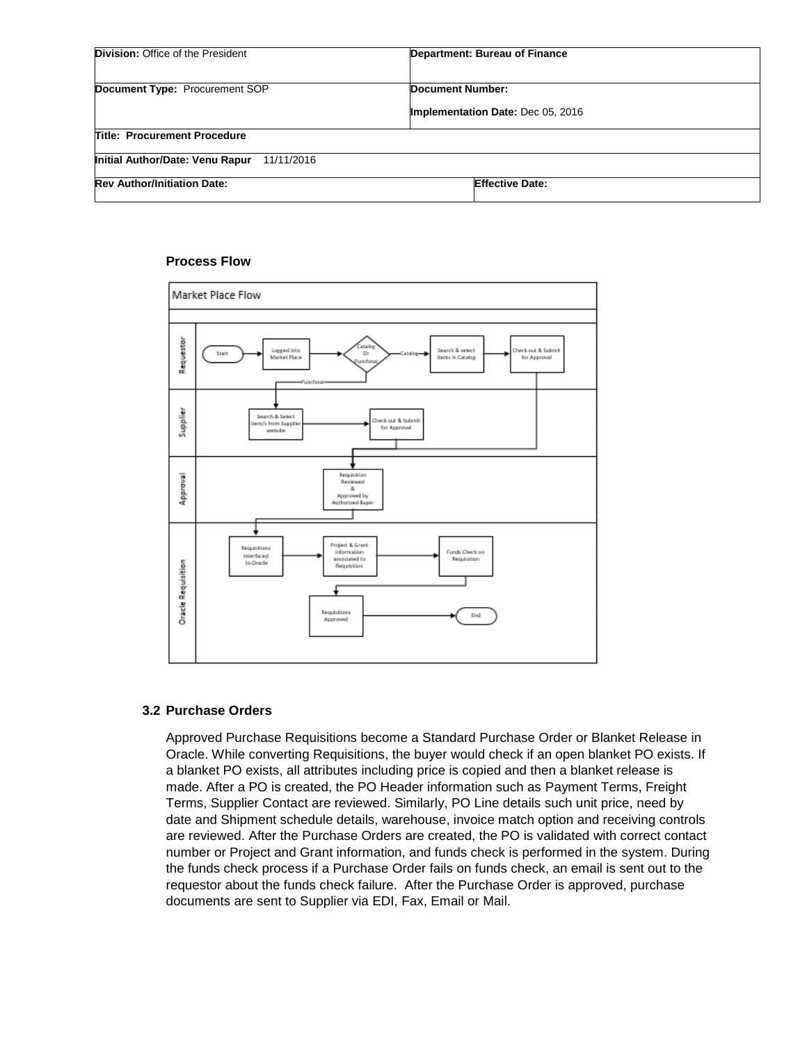**Process Flow**

### 3.2 Purchase Orders

Approved Purchase Requisitions become a Standard Purchase Order or Blanket Release in Oracle. While converting Requisitions, the buyer would check if an open blanket PO exists. If a blanket PO exists, all attributes including price is copied and then a blanket release is made. After a PO is created, the PO Header information such as Payment Terms, Freight Terms, Supplier Contact are reviewed. Similarly, PO Line details such unit price, need by date and Shipment schedule details, warehouse, invoice match option and receiving controls are reviewed. After the Purchase Orders are created, the PO is validated with correct contact number or Project and Grant information, and funds check is performed in the system. During the funds check process if a Purchase Order fails on funds check, an email is sent out to the requestor about the funds check failure. After the Purchase Order is approved, purchase documents are sent to Supplier via EDI, Fax, Email or Mail.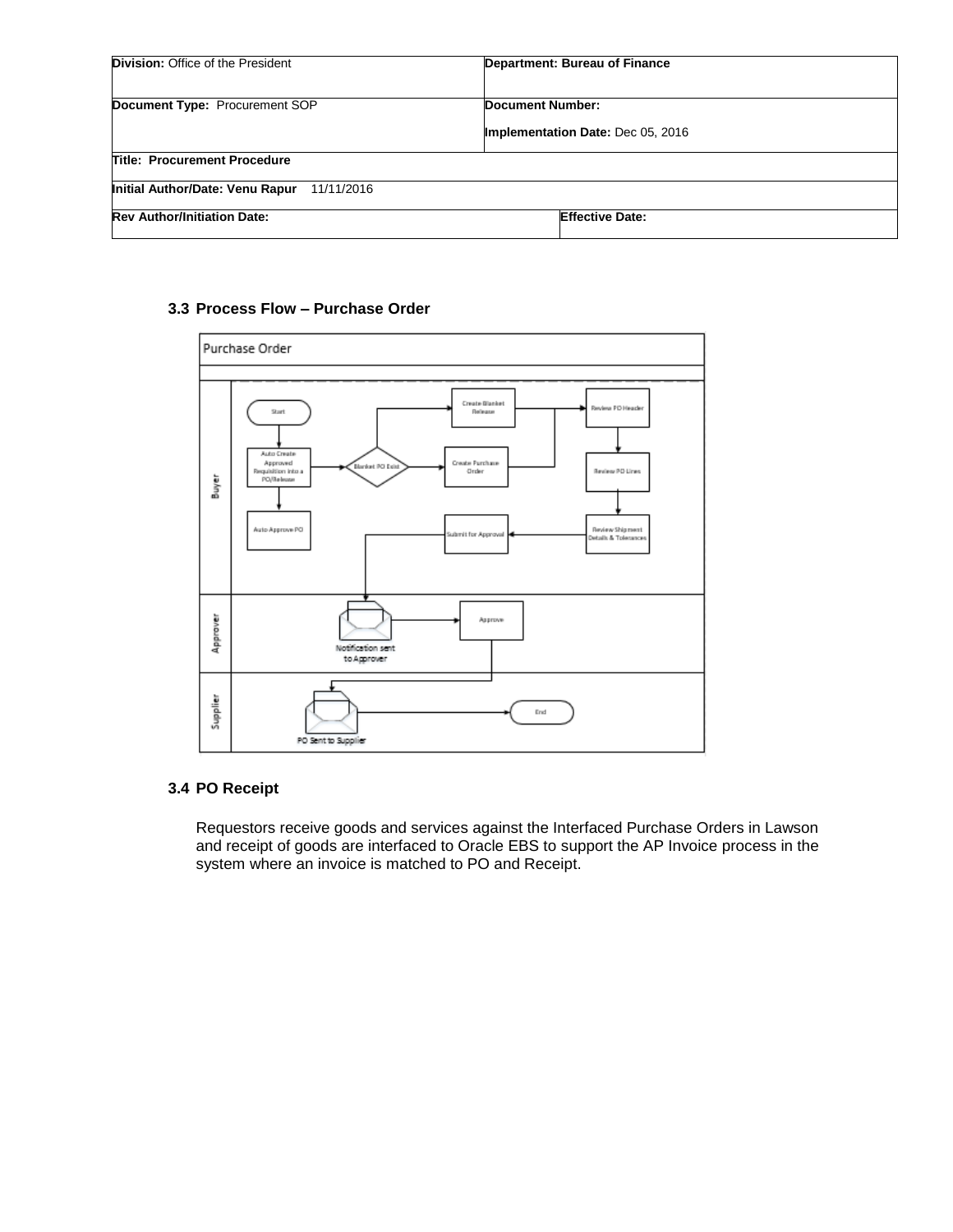### 3.3 Process Flow – Purchase Order

### 3.4 PO Receipt

Requestors receive goods and services against the Interfaced Purchase Orders in Lawson and receipt of goods are interfaced to Oracle EBS to support the AP Invoice process in the system where an invoice is matched to PO and Receipt.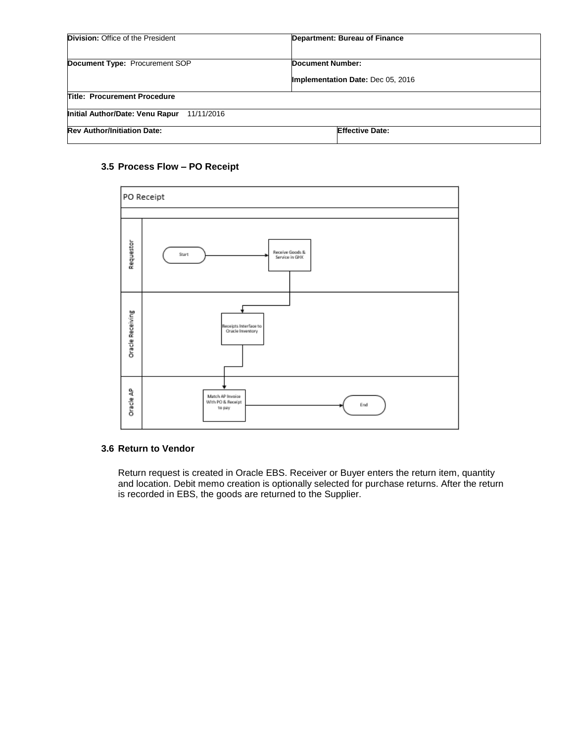### 3.5 Process Flow – PO Receipt

PO Receipt

| Lane | Steps |
| --- | --- |
| Requestor | Start → Receive Goods & Service in GHX |
| Oracle Receiving | Receipts Interface to Oracle Inventory |
| Oracle AP | Match AP Invoice With PO & Receipt to pay → End |

### 3.6 Return to Vendor

Return request is created in Oracle EBS. Receiver or Buyer enters the return item, quantity and location. Debit memo creation is optionally selected for purchase returns. After the return is recorded in EBS, the goods are returned to the Supplier.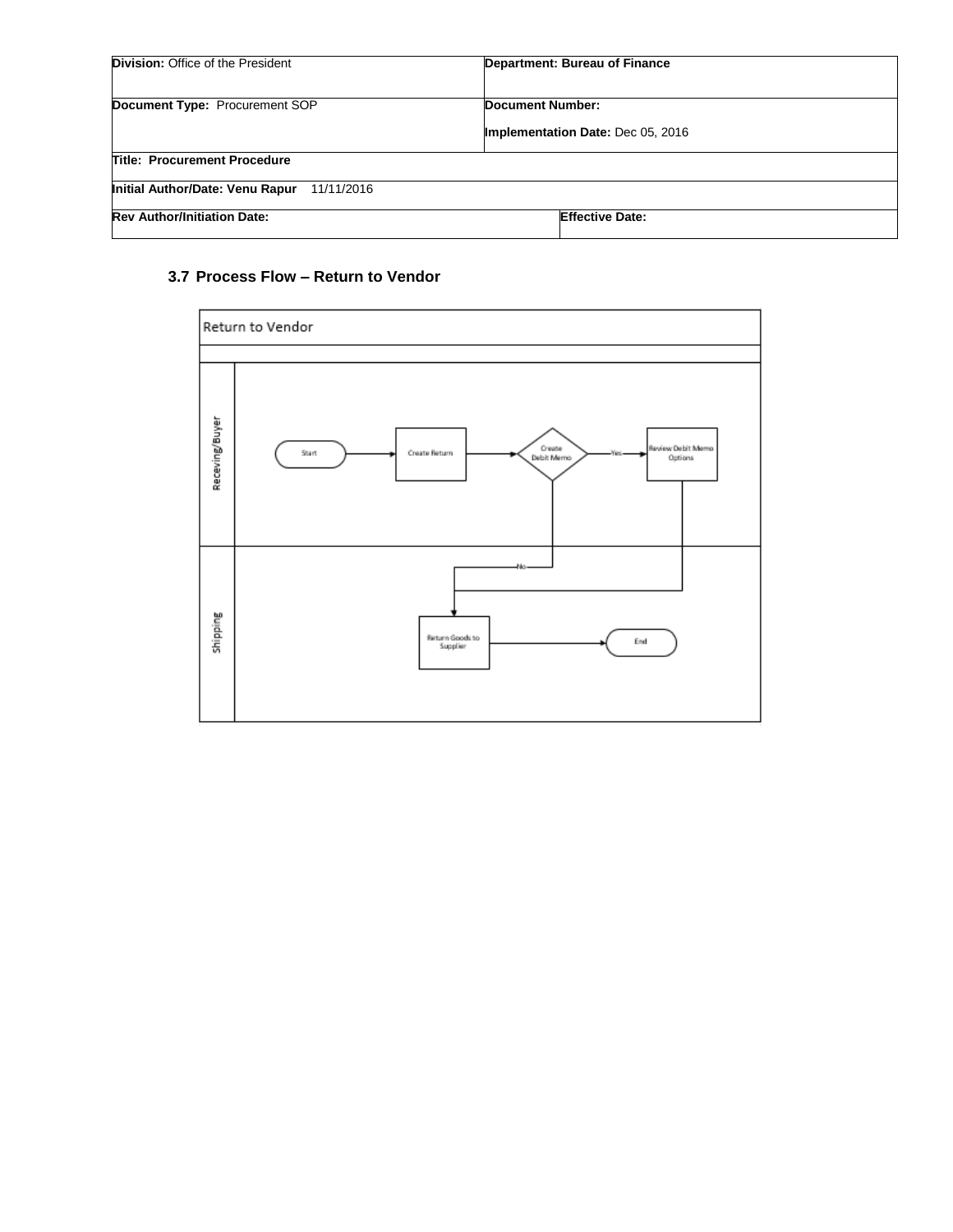| | | |
|---|---|---|
| **Division:** Office of the President | **Department: Bureau of Finance** | |
| **Document Type:** Procurement SOP | **Document Number:**<br>**Implementation Date:** Dec 05, 2016 | |
| **Title: Procurement Procedure** | | |
| **Initial Author/Date: Venu Rapur** 11/11/2016 | | |
| **Rev Author/Initiation Date:** | | **Effective Date:** |

### 3.7 Process Flow – Return to Vendor

Return to Vendor

Receving/Buyer

Start

Create Return

Create Debit Memo

Yes

Review Debit Memo Options

No

Shipping

Return Goods to Supplier

End